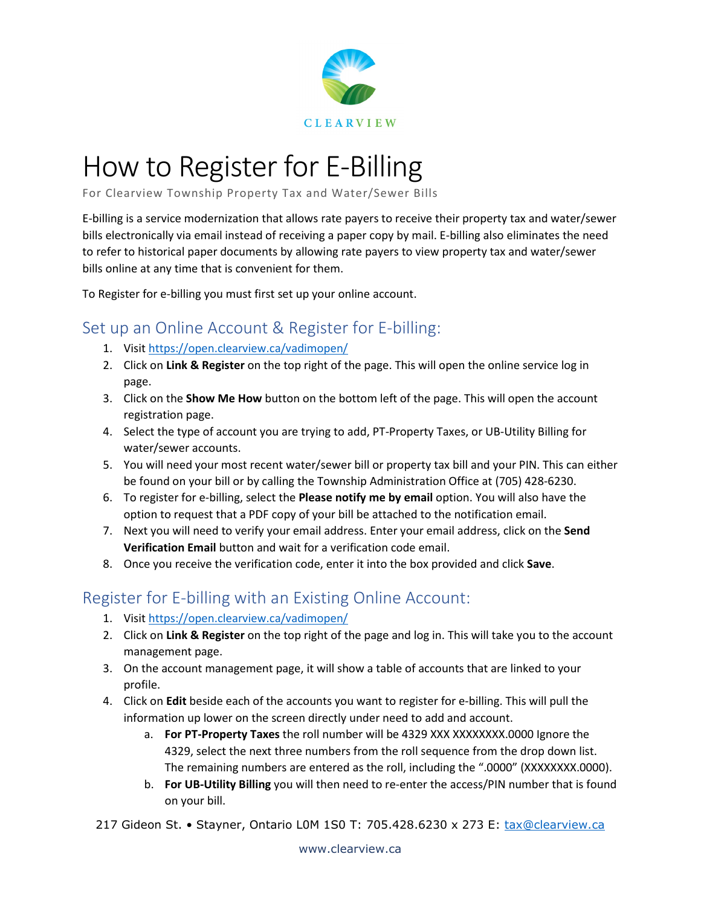CLEARVIEW

# How to Register for E-Billing

For Clearview Township Property Tax and Water/Sewer Bills

E-billing is a service modernization that allows rate payers to receive their property tax and water/sewer bills electronically via email instead of receiving a paper copy by mail. E-billing also eliminates the need to refer to historical paper documents by allowing rate payers to view property tax and water/sewer bills online at any time that is convenient for them.

To Register for e-billing you must first set up your online account.

## Set up an Online Account & Register for E-billing:

1. Visit https://open.clearview.ca/vadimopen/
2. Click on **Link & Register** on the top right of the page. This will open the online service log in page.
3. Click on the **Show Me How** button on the bottom left of the page. This will open the account registration page.
4. Select the type of account you are trying to add, PT-Property Taxes, or UB-Utility Billing for water/sewer accounts.
5. You will need your most recent water/sewer bill or property tax bill and your PIN. This can either be found on your bill or by calling the Township Administration Office at (705) 428-6230.
6. To register for e-billing, select the **Please notify me by email** option. You will also have the option to request that a PDF copy of your bill be attached to the notification email.
7. Next you will need to verify your email address. Enter your email address, click on the **Send Verification Email** button and wait for a verification code email.
8. Once you receive the verification code, enter it into the box provided and click **Save**.

## Register for E-billing with an Existing Online Account:

1. Visit https://open.clearview.ca/vadimopen/
2. Click on **Link & Register** on the top right of the page and log in. This will take you to the account management page.
3. On the account management page, it will show a table of accounts that are linked to your profile.
4. Click on **Edit** beside each of the accounts you want to register for e-billing. This will pull the information up lower on the screen directly under need to add and account.
   a. **For PT-Property Taxes** the roll number will be 4329 XXX XXXXXXXX.0000 Ignore the 4329, select the next three numbers from the roll sequence from the drop down list. The remaining numbers are entered as the roll, including the ".0000" (XXXXXXXX.0000).
   b. **For UB-Utility Billing** you will then need to re-enter the access/PIN number that is found on your bill.

217 Gideon St. • Stayner, Ontario L0M 1S0 T: 705.428.6230 x 273 E: tax@clearview.ca

www.clearview.ca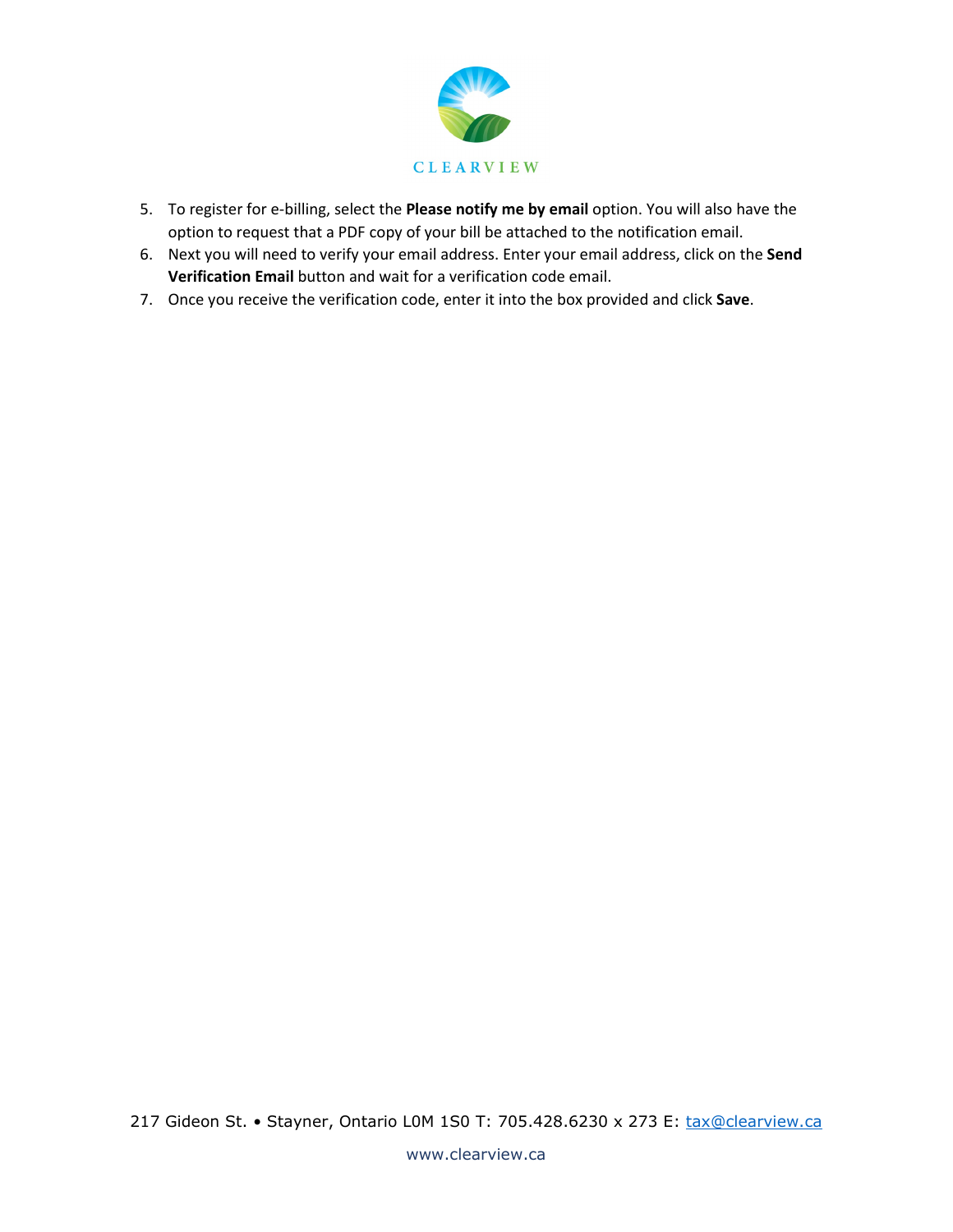5. To register for e-billing, select the **Please notify me by email** option. You will also have the option to request that a PDF copy of your bill be attached to the notification email.
6. Next you will need to verify your email address. Enter your email address, click on the **Send Verification Email** button and wait for a verification code email.
7. Once you receive the verification code, enter it into the box provided and click **Save**.